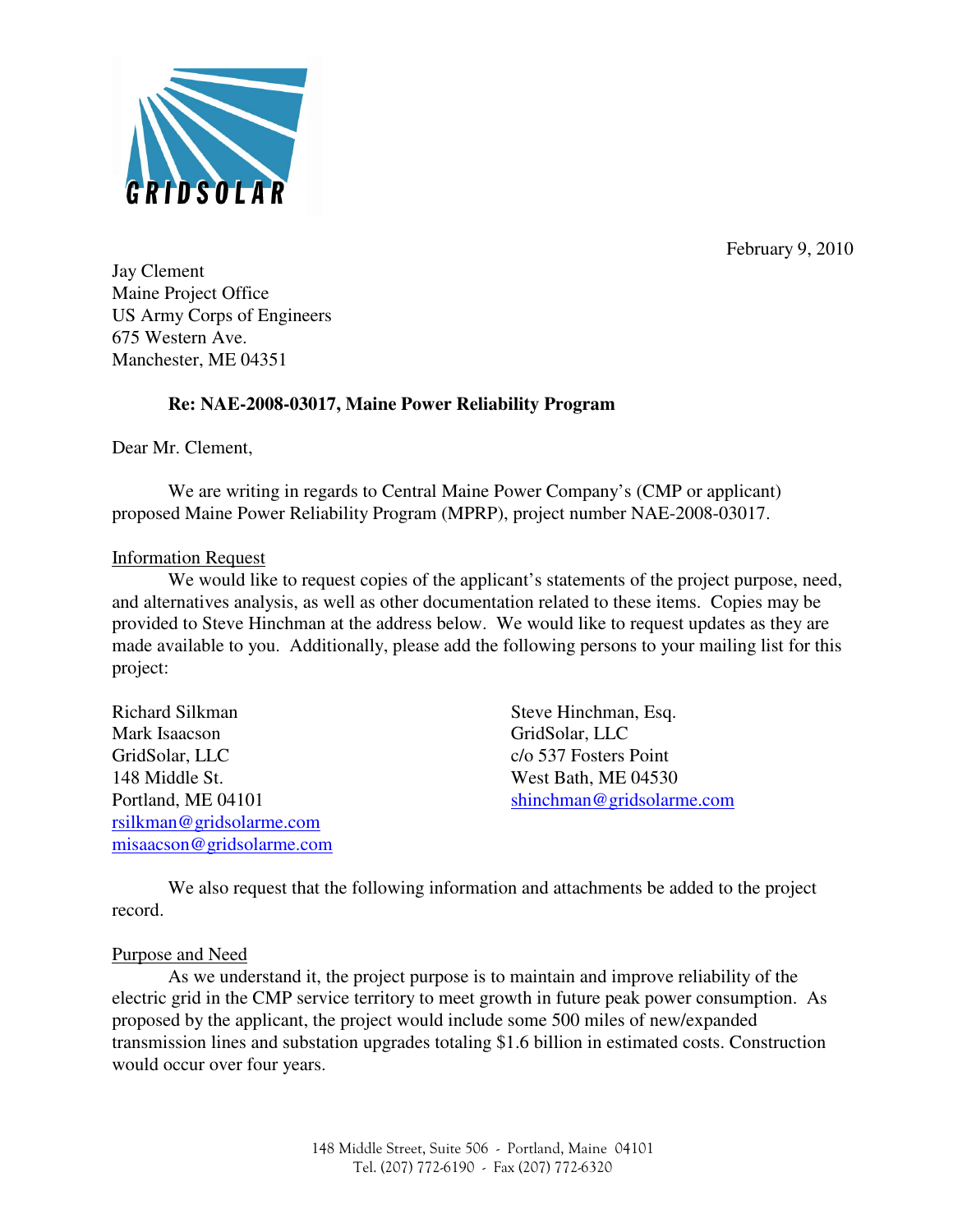GRIDSOLAR

February 9, 2010

Jay Clement
Maine Project Office
US Army Corps of Engineers
675 Western Ave.
Manchester, ME 04351

**Re: NAE-2008-03017, Maine Power Reliability Program**

Dear Mr. Clement,

We are writing in regards to Central Maine Power Company's (CMP or applicant) proposed Maine Power Reliability Program (MPRP), project number NAE-2008-03017.

Information Request

We would like to request copies of the applicant's statements of the project purpose, need, and alternatives analysis, as well as other documentation related to these items. Copies may be provided to Steve Hinchman at the address below. We would like to request updates as they are made available to you. Additionally, please add the following persons to your mailing list for this project:

Richard Silkman
Mark Isaacson
GridSolar, LLC
148 Middle St.
Portland, ME 04101
rsilkman@gridsolarme.com
misaacson@gridsolarme.com

Steve Hinchman, Esq.
GridSolar, LLC
c/o 537 Fosters Point
West Bath, ME 04530
shinchman@gridsolarme.com

We also request that the following information and attachments be added to the project record.

Purpose and Need

As we understand it, the project purpose is to maintain and improve reliability of the electric grid in the CMP service territory to meet growth in future peak power consumption. As proposed by the applicant, the project would include some 500 miles of new/expanded transmission lines and substation upgrades totaling $1.6 billion in estimated costs. Construction would occur over four years.

148 Middle Street, Suite 506 - Portland, Maine 04101
Tel. (207) 772-6190 - Fax (207) 772-6320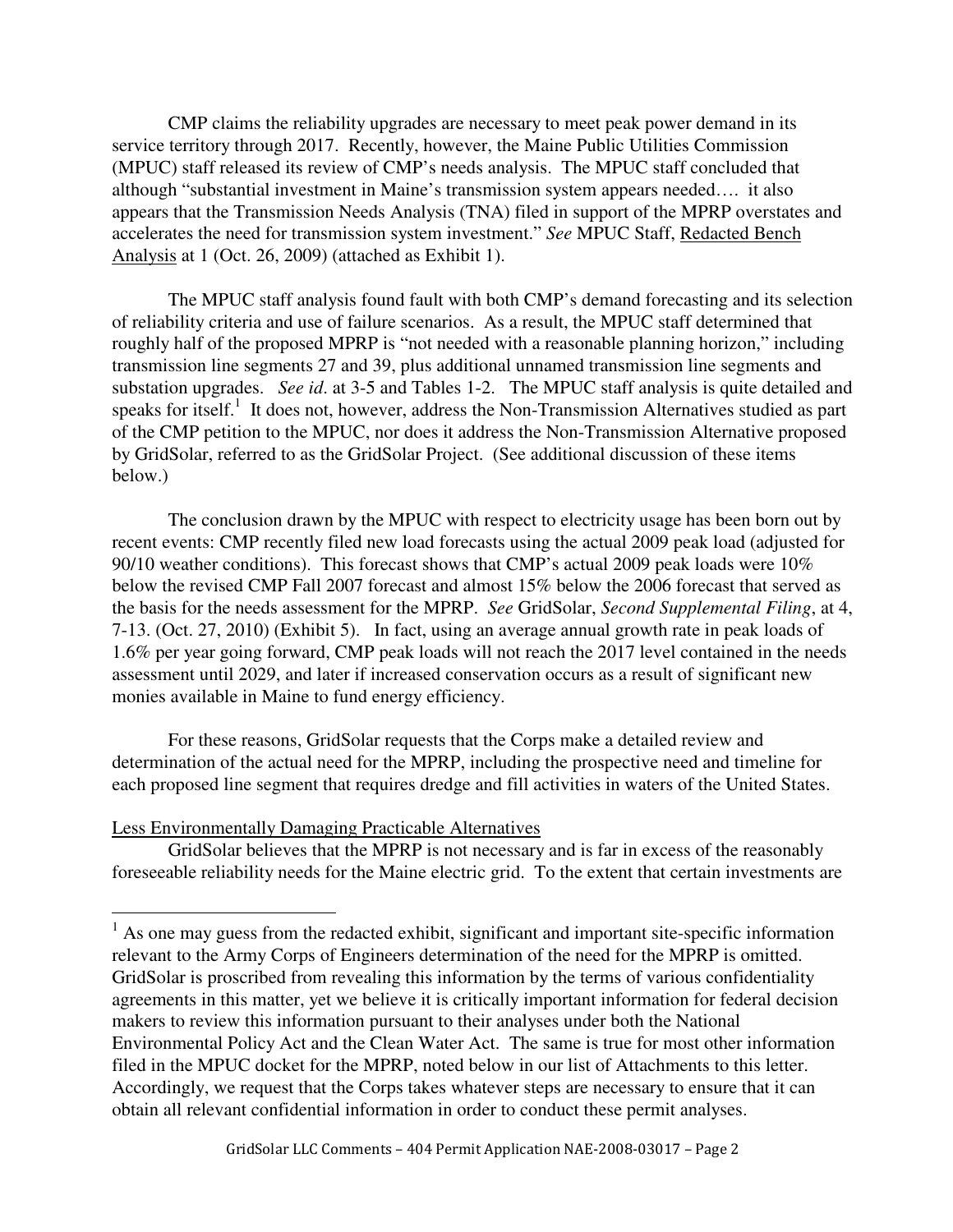CMP claims the reliability upgrades are necessary to meet peak power demand in its service territory through 2017. Recently, however, the Maine Public Utilities Commission (MPUC) staff released its review of CMP's needs analysis. The MPUC staff concluded that although "substantial investment in Maine's transmission system appears needed…. it also appears that the Transmission Needs Analysis (TNA) filed in support of the MPRP overstates and accelerates the need for transmission system investment." *See* MPUC Staff, Redacted Bench Analysis at 1 (Oct. 26, 2009) (attached as Exhibit 1).

The MPUC staff analysis found fault with both CMP's demand forecasting and its selection of reliability criteria and use of failure scenarios. As a result, the MPUC staff determined that roughly half of the proposed MPRP is "not needed with a reasonable planning horizon," including transmission line segments 27 and 39, plus additional unnamed transmission line segments and substation upgrades. *See id*. at 3-5 and Tables 1-2. The MPUC staff analysis is quite detailed and speaks for itself.[1] It does not, however, address the Non-Transmission Alternatives studied as part of the CMP petition to the MPUC, nor does it address the Non-Transmission Alternative proposed by GridSolar, referred to as the GridSolar Project. (See additional discussion of these items below.)

The conclusion drawn by the MPUC with respect to electricity usage has been born out by recent events: CMP recently filed new load forecasts using the actual 2009 peak load (adjusted for 90/10 weather conditions). This forecast shows that CMP's actual 2009 peak loads were 10% below the revised CMP Fall 2007 forecast and almost 15% below the 2006 forecast that served as the basis for the needs assessment for the MPRP. *See* GridSolar, *Second Supplemental Filing*, at 4, 7-13. (Oct. 27, 2010) (Exhibit 5). In fact, using an average annual growth rate in peak loads of 1.6% per year going forward, CMP peak loads will not reach the 2017 level contained in the needs assessment until 2029, and later if increased conservation occurs as a result of significant new monies available in Maine to fund energy efficiency.

For these reasons, GridSolar requests that the Corps make a detailed review and determination of the actual need for the MPRP, including the prospective need and timeline for each proposed line segment that requires dredge and fill activities in waters of the United States.

Less Environmentally Damaging Practicable Alternatives

GridSolar believes that the MPRP is not necessary and is far in excess of the reasonably foreseeable reliability needs for the Maine electric grid. To the extent that certain investments are

[1] As one may guess from the redacted exhibit, significant and important site-specific information relevant to the Army Corps of Engineers determination of the need for the MPRP is omitted. GridSolar is proscribed from revealing this information by the terms of various confidentiality agreements in this matter, yet we believe it is critically important information for federal decision makers to review this information pursuant to their analyses under both the National Environmental Policy Act and the Clean Water Act. The same is true for most other information filed in the MPUC docket for the MPRP, noted below in our list of Attachments to this letter. Accordingly, we request that the Corps takes whatever steps are necessary to ensure that it can obtain all relevant confidential information in order to conduct these permit analyses.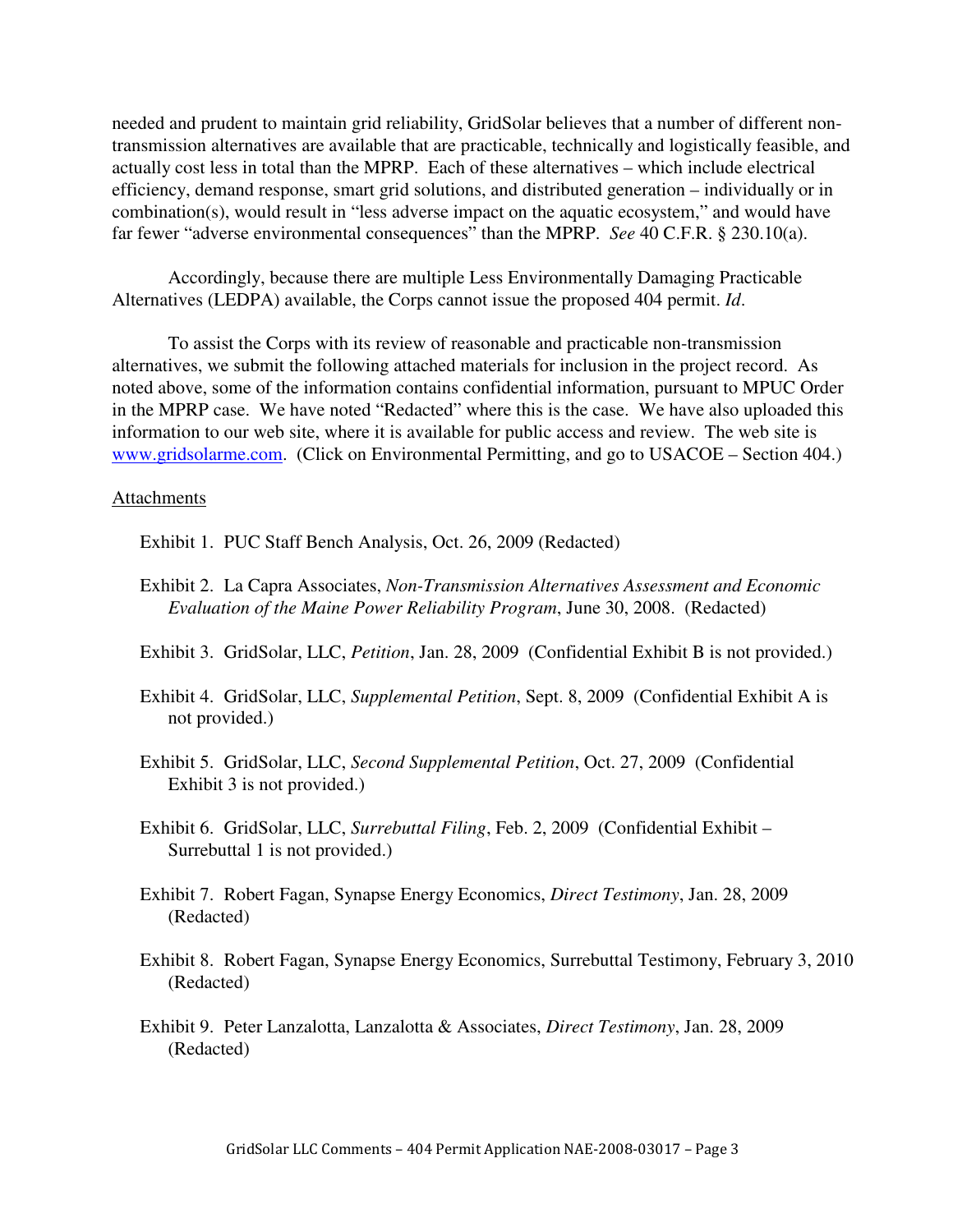needed and prudent to maintain grid reliability, GridSolar believes that a number of different non-transmission alternatives are available that are practicable, technically and logistically feasible, and actually cost less in total than the MPRP. Each of these alternatives – which include electrical efficiency, demand response, smart grid solutions, and distributed generation – individually or in combination(s), would result in "less adverse impact on the aquatic ecosystem," and would have far fewer "adverse environmental consequences" than the MPRP. *See* 40 C.F.R. § 230.10(a).

Accordingly, because there are multiple Less Environmentally Damaging Practicable Alternatives (LEDPA) available, the Corps cannot issue the proposed 404 permit. *Id*.

To assist the Corps with its review of reasonable and practicable non-transmission alternatives, we submit the following attached materials for inclusion in the project record. As noted above, some of the information contains confidential information, pursuant to MPUC Order in the MPRP case. We have noted "Redacted" where this is the case. We have also uploaded this information to our web site, where it is available for public access and review. The web site is www.gridsolarme.com. (Click on Environmental Permitting, and go to USACOE – Section 404.)

Attachments

Exhibit 1. PUC Staff Bench Analysis, Oct. 26, 2009 (Redacted)

Exhibit 2. La Capra Associates, *Non-Transmission Alternatives Assessment and Economic Evaluation of the Maine Power Reliability Program*, June 30, 2008. (Redacted)

Exhibit 3. GridSolar, LLC, *Petition*, Jan. 28, 2009 (Confidential Exhibit B is not provided.)

Exhibit 4. GridSolar, LLC, *Supplemental Petition*, Sept. 8, 2009 (Confidential Exhibit A is not provided.)

Exhibit 5. GridSolar, LLC, *Second Supplemental Petition*, Oct. 27, 2009 (Confidential Exhibit 3 is not provided.)

Exhibit 6. GridSolar, LLC, *Surrebuttal Filing*, Feb. 2, 2009 (Confidential Exhibit – Surrebuttal 1 is not provided.)

Exhibit 7. Robert Fagan, Synapse Energy Economics, *Direct Testimony*, Jan. 28, 2009 (Redacted)

Exhibit 8. Robert Fagan, Synapse Energy Economics, Surrebuttal Testimony, February 3, 2010 (Redacted)

Exhibit 9. Peter Lanzalotta, Lanzalotta & Associates, *Direct Testimony*, Jan. 28, 2009 (Redacted)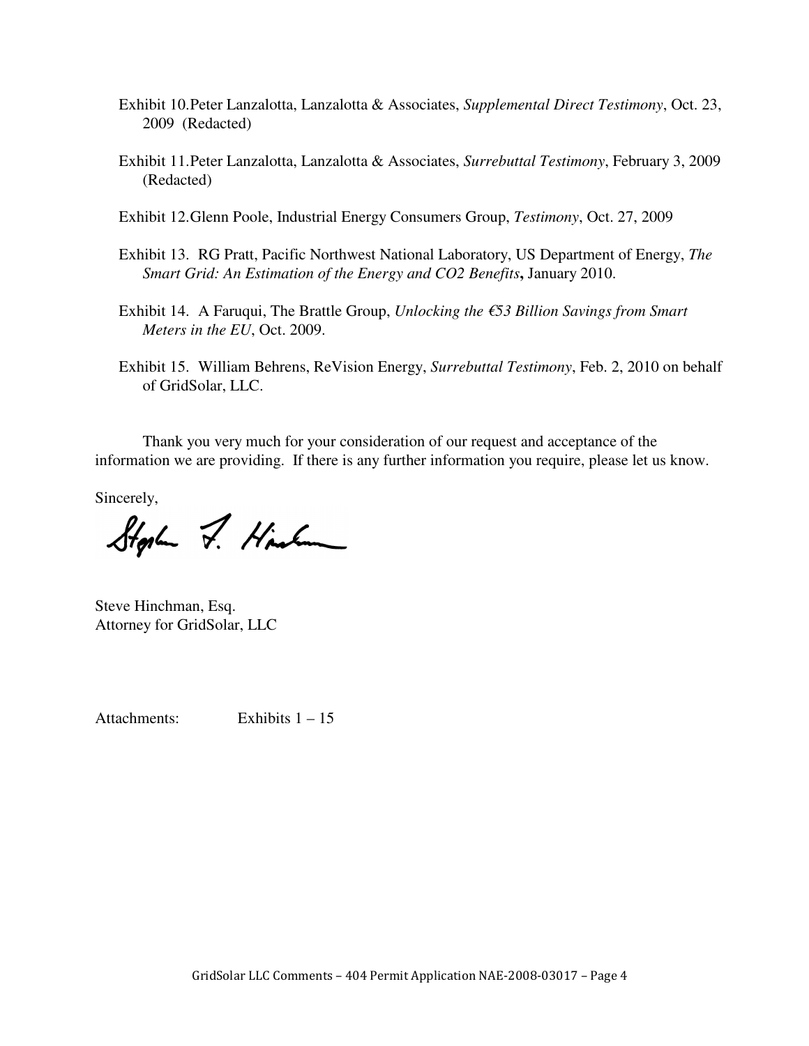Exhibit 10. Peter Lanzalotta, Lanzalotta & Associates, *Supplemental Direct Testimony*, Oct. 23, 2009 (Redacted)

Exhibit 11. Peter Lanzalotta, Lanzalotta & Associates, *Surrebuttal Testimony*, February 3, 2009 (Redacted)

Exhibit 12. Glenn Poole, Industrial Energy Consumers Group, *Testimony*, Oct. 27, 2009

Exhibit 13. RG Pratt, Pacific Northwest National Laboratory, US Department of Energy, *The Smart Grid: An Estimation of the Energy and CO2 Benefits*, January 2010.

Exhibit 14. A Faruqui, The Brattle Group, *Unlocking the €53 Billion Savings from Smart Meters in the EU*, Oct. 2009.

Exhibit 15. William Behrens, ReVision Energy, *Surrebuttal Testimony*, Feb. 2, 2010 on behalf of GridSolar, LLC.

Thank you very much for your consideration of our request and acceptance of the information we are providing. If there is any further information you require, please let us know.

Sincerely,

Stephen F. Hinchman

Steve Hinchman, Esq.
Attorney for GridSolar, LLC

Attachments: Exhibits 1 – 15